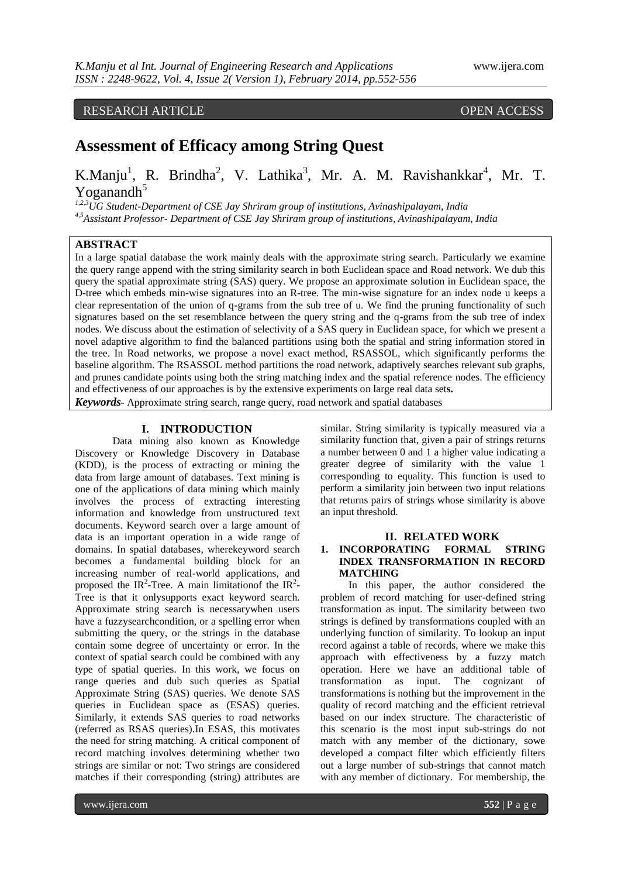RESEARCH ARTICLE OPEN ACCESS

# Assessment of Efficacy among String Quest

K.Manju[1], R. Brindha[2], V. Lathika[3], Mr. A. M. Ravishankkar[4], Mr. T. Yoganandh[5]

[1,2,3]UG Student-Department of CSE Jay Shriram group of institutions, Avinashipalayam, India
[4,5]Assistant Professor- Department of CSE Jay Shriram group of institutions, Avinashipalayam, India

## ABSTRACT

In a large spatial database the work mainly deals with the approximate string search. Particularly we examine the query range append with the string similarity search in both Euclidean space and Road network. We dub this query the spatial approximate string (SAS) query. We propose an approximate solution in Euclidean space, the D-tree which embeds min-wise signatures into an R-tree. The min-wise signature for an index node u keeps a clear representation of the union of q-grams from the sub tree of u. We find the pruning functionality of such signatures based on the set resemblance between the query string and the q-grams from the sub tree of index nodes. We discuss about the estimation of selectivity of a SAS query in Euclidean space, for which we present a novel adaptive algorithm to find the balanced partitions using both the spatial and string information stored in the tree. In Road networks, we propose a novel exact method, RSASSOL, which significantly performs the baseline algorithm. The RSASSOL method partitions the road network, adaptively searches relevant sub graphs, and prunes candidate points using both the string matching index and the spatial reference nodes. The efficiency and effectiveness of our approaches is by the extensive experiments on large real data set**s.**

***Keywords***- Approximate string search, range query, road network and spatial databases

## I. INTRODUCTION

Data mining also known as Knowledge Discovery or Knowledge Discovery in Database (KDD), is the process of extracting or mining the data from large amount of databases. Text mining is one of the applications of data mining which mainly involves the process of extracting interesting information and knowledge from unstructured text documents. Keyword search over a large amount of data is an important operation in a wide range of domains. In spatial databases, wherekeyword search becomes a fundamental building block for an increasing number of real-world applications, and proposed the $IR^2$-Tree. A main limitationof the $IR^2$-Tree is that it onlysupports exact keyword search. Approximate string search is necessarywhen users have a fuzzysearchcondition, or a spelling error when submitting the query, or the strings in the database contain some degree of uncertainty or error. In the context of spatial search could be combined with any type of spatial queries. In this work, we focus on range queries and dub such queries as Spatial Approximate String (SAS) queries. We denote SAS queries in Euclidean space as (ESAS) queries. Similarly, it extends SAS queries to road networks (referred as RSAS queries).In ESAS, this motivates the need for string matching. A critical component of record matching involves determining whether two strings are similar or not: Two strings are considered matches if their corresponding (string) attributes are similar. String similarity is typically measured via a similarity function that, given a pair of strings returns a number between 0 and 1 a higher value indicating a greater degree of similarity with the value 1 corresponding to equality. This function is used to perform a similarity join between two input relations that returns pairs of strings whose similarity is above an input threshold.

## II. RELATED WORK

### 1. INCORPORATING FORMAL STRING INDEX TRANSFORMATION IN RECORD MATCHING

In this paper, the author considered the problem of record matching for user-defined string transformation as input. The similarity between two strings is defined by transformations coupled with an underlying function of similarity. To lookup an input record against a table of records, where we make this approach with effectiveness by a fuzzy match operation. Here we have an additional table of transformation as input. The cognizant of transformations is nothing but the improvement in the quality of record matching and the efficient retrieval based on our index structure. The characteristic of this scenario is the most input sub-strings do not match with any member of the dictionary, sowe developed a compact filter which efficiently filters out a large number of sub-strings that cannot match with any member of dictionary. For membership, the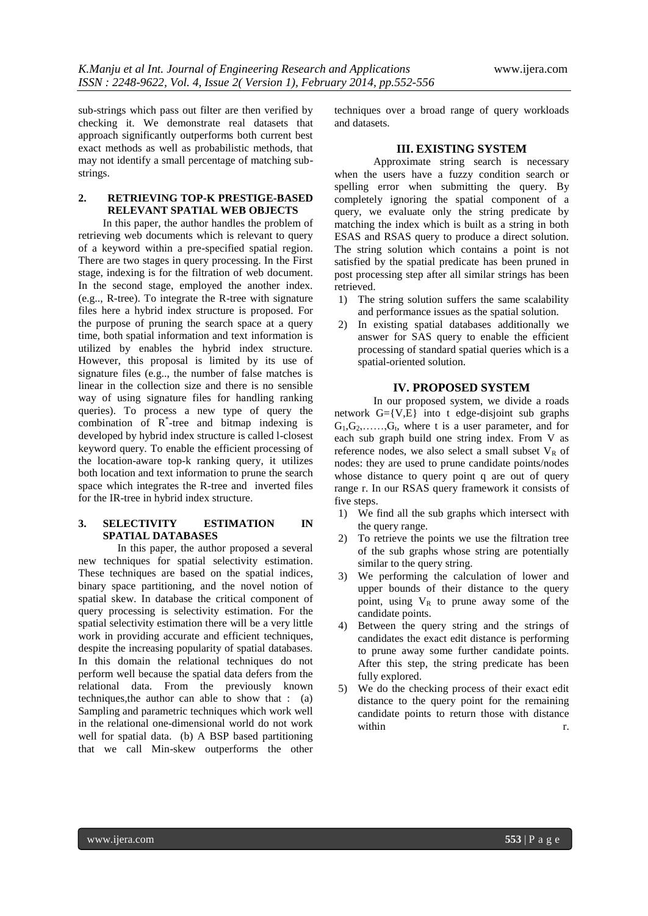sub-strings which pass out filter are then verified by checking it. We demonstrate real datasets that approach significantly outperforms both current best exact methods as well as probabilistic methods, that may not identify a small percentage of matching sub-strings.

### 2. RETRIEVING TOP-K PRESTIGE-BASED RELEVANT SPATIAL WEB OBJECTS

In this paper, the author handles the problem of retrieving web documents which is relevant to query of a keyword within a pre-specified spatial region. There are two stages in query processing. In the First stage, indexing is for the filtration of web document. In the second stage, employed the another index. (e.g.., R-tree). To integrate the R-tree with signature files here a hybrid index structure is proposed. For the purpose of pruning the search space at a query time, both spatial information and text information is utilized by enables the hybrid index structure. However, this proposal is limited by its use of signature files (e.g.., the number of false matches is linear in the collection size and there is no sensible way of using signature files for handling ranking queries). To process a new type of query the combination of $R^*$-tree and bitmap indexing is developed by hybrid index structure is called l-closest keyword query. To enable the efficient processing of the location-aware top-k ranking query, it utilizes both location and text information to prune the search space which integrates the R-tree and inverted files for the IR-tree in hybrid index structure.

### 3. SELECTIVITY ESTIMATION IN SPATIAL DATABASES

In this paper, the author proposed a several new techniques for spatial selectivity estimation. These techniques are based on the spatial indices, binary space partitioning, and the novel notion of spatial skew. In database the critical component of query processing is selectivity estimation. For the spatial selectivity estimation there will be a very little work in providing accurate and efficient techniques, despite the increasing popularity of spatial databases. In this domain the relational techniques do not perform well because the spatial data defers from the relational data. From the previously known techniques,the author can able to show that : (a) Sampling and parametric techniques which work well in the relational one-dimensional world do not work well for spatial data. (b) A BSP based partitioning that we call Min-skew outperforms the other techniques over a broad range of query workloads and datasets.

## III. EXISTING SYSTEM

Approximate string search is necessary when the users have a fuzzy condition search or spelling error when submitting the query. By completely ignoring the spatial component of a query, we evaluate only the string predicate by matching the index which is built as a string in both ESAS and RSAS query to produce a direct solution. The string solution which contains a point is not satisfied by the spatial predicate has been pruned in post processing step after all similar strings has been retrieved.

1) The string solution suffers the same scalability and performance issues as the spatial solution.
2) In existing spatial databases additionally we answer for SAS query to enable the efficient processing of standard spatial queries which is a spatial-oriented solution.

## IV. PROPOSED SYSTEM

In our proposed system, we divide a roads network $G=\{V,E\}$ into t edge-disjoint sub graphs $G_1,G_2,\ldots\ldots,G_t$, where t is a user parameter, and for each sub graph build one string index. From V as reference nodes, we also select a small subset $V_R$ of nodes: they are used to prune candidate points/nodes whose distance to query point q are out of query range r. In our RSAS query framework it consists of five steps.

1) We find all the sub graphs which intersect with the query range.
2) To retrieve the points we use the filtration tree of the sub graphs whose string are potentially similar to the query string.
3) We performing the calculation of lower and upper bounds of their distance to the query point, using $V_R$ to prune away some of the candidate points.
4) Between the query string and the strings of candidates the exact edit distance is performing to prune away some further candidate points. After this step, the string predicate has been fully explored.
5) We do the checking process of their exact edit distance to the query point for the remaining candidate points to return those with distance within r.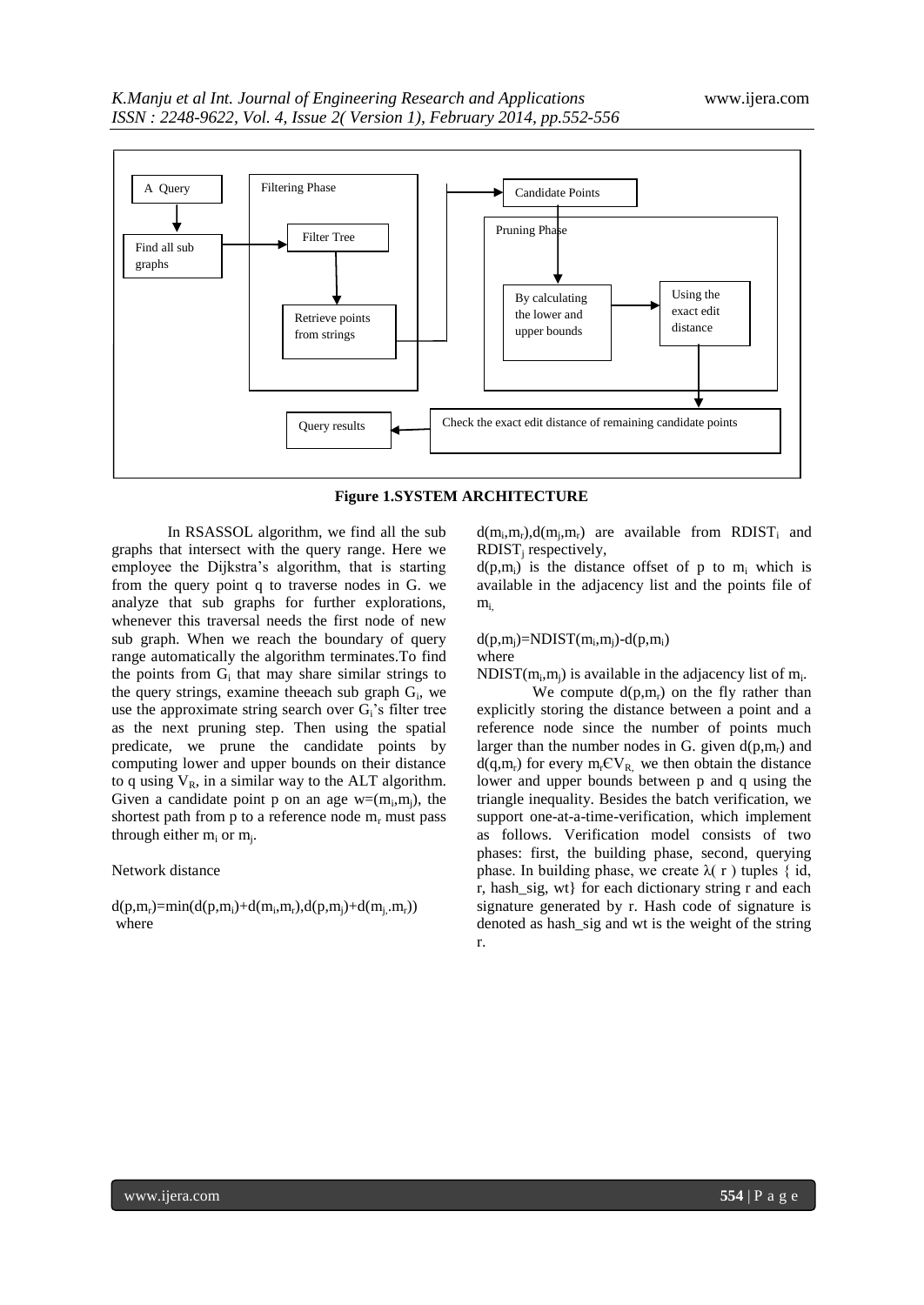A Query

Find all sub graphs

Filtering Phase

Filter Tree

Retrieve points from strings

Candidate Points

Pruning Phase

By calculating the lower and upper bounds

Using the exact edit distance

Check the exact edit distance of remaining candidate points

Query results

**Figure 1.SYSTEM ARCHITECTURE**

In RSASSOL algorithm, we find all the sub graphs that intersect with the query range. Here we employee the Dijkstra's algorithm, that is starting from the query point q to traverse nodes in G. we analyze that sub graphs for further explorations, whenever this traversal needs the first node of new sub graph. When we reach the boundary of query range automatically the algorithm terminates.To find the points from $G_i$ that may share similar strings to the query strings, examine theeach sub graph $G_i$, we use the approximate string search over $G_i$'s filter tree as the next pruning step. Then using the spatial predicate, we prune the candidate points by computing lower and upper bounds on their distance to q using $V_R$, in a similar way to the ALT algorithm. Given a candidate point p on an age $w=(m_i,m_j)$, the shortest path from p to a reference node $m_r$ must pass through either $m_i$ or $m_j$.

Network distance

$d(p,m_r)=\min(d(p,m_i)+d(m_i,m_r),d(p,m_j)+d(m_j,m_r))$ where

$d(m_i,m_r),d(m_j,m_r)$ are available from $RDIST_i$ and $RDIST_j$ respectively,

$d(p,m_i)$ is the distance offset of p to $m_i$ which is available in the adjacency list and the points file of $m_i$,

$d(p,m_j)=NDIST(m_i,m_j)-d(p,m_i)$

where

$NDIST(m_i,m_j)$ is available in the adjacency list of $m_i$.

We compute $d(p,m_r)$ on the fly rather than explicitly storing the distance between a point and a reference node since the number of points much larger than the number nodes in G. given $d(p,m_r)$ and $d(q,m_r)$ for every $m_r \in V_R$, we then obtain the distance lower and upper bounds between p and q using the triangle inequality. Besides the batch verification, we support one-at-a-time-verification, which implement as follows. Verification model consists of two phases: first, the building phase, second, querying phase. In building phase, we create λ( r ) tuples { id, r, hash_sig, wt} for each dictionary string r and each signature generated by r. Hash code of signature is denoted as hash_sig and wt is the weight of the string r.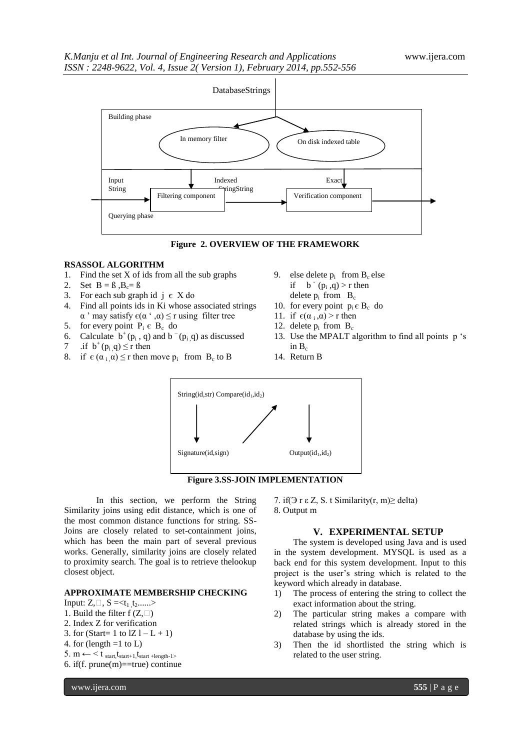DatabaseStrings

Building phase

In memory filter

On disk indexed table

Input String

Indexed StringString

Exact

Filtering component

Verification component

Querying phase

**Figure 2. OVERVIEW OF THE FRAMEWORK**

**RSASSOL ALGORITHM**

1. Find the set X of ids from all the sub graphs
2. Set $B = ß$ ,$B_c= ß$
3. For each sub graph id $j \in X$ do
4. Find all points ids in Ki whose associated strings $\alpha$ ' may satisfy $\epsilon(\alpha ' ,\alpha) \leq r$ using filter tree
5. for every point $P_i \in B_c$ do
6. Calculate $b^+(p_i , q)$ and $b^-(p_i, q)$ as discussed
7. .if $b^+(p_i, q) \leq r$ then
8. if $\epsilon(\alpha_i, \alpha) \leq r$ then move $p_i$ from $B_c$ to B
9. else delete $p_i$ from $B_c$ else if $b^-(p_i ,q) > r$ then delete $p_i$ from $B_c$
10. for every point $p_i \in B_c$ do
11. if $\epsilon(\alpha_i ,\alpha) > r$ then
12. delete $p_i$ from $B_c$
13. Use the MPALT algorithm to find all points p 's in $B_c$
14. Return B

String(id,str) Compare($id_1$,$id_2$)

Signature(id,sign)

Output($id_1$,$id_2$)

**Figure 3.SS-JOIN IMPLEMENTATION**

In this section, we perform the String Similarity joins using edit distance, which is one of the most common distance functions for string. SS-Joins are closely related to set-containment joins, which has been the main part of several previous works. Generally, similarity joins are closely related to proximity search. The goal is to retrieve thelookup closest object.

**APPROXIMATE MEMBERSHIP CHECKING**

Input: Z,□, S =$<t_1, t_2......>$

1. Build the filter f (Z,□)
2. Index Z for verification
3. for (Start= 1 to lZ l – L + 1)
4. for (length =1 to L)
5. m ← $< t_{start}, t_{start+1}, t_{start+length-1}>$
6. if(f. prune(m)==true) continue
7. if(∃ r ε Z, S. t Similarity(r, m)≥ delta)
8. Output m

## V. EXPERIMENTAL SETUP

The system is developed using Java and is used in the system development. MYSQL is used as a back end for this system development. Input to this project is the user's string which is related to the keyword which already in database.

1) The process of entering the string to collect the exact information about the string.
2) The particular string makes a compare with related strings which is already stored in the database by using the ids.
3) Then the id shortlisted the string which is related to the user string.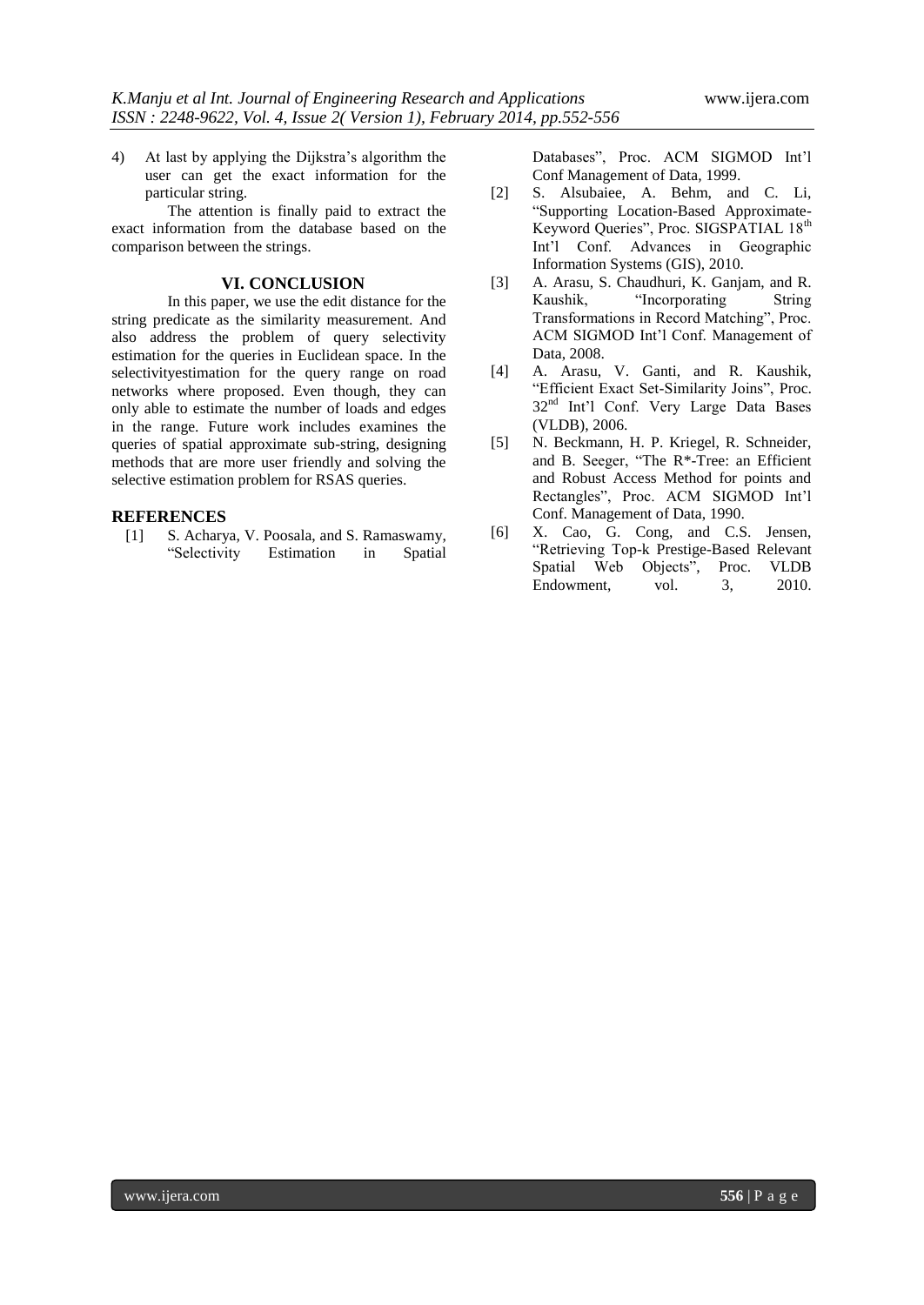4) At last by applying the Dijkstra's algorithm the user can get the exact information for the particular string.

The attention is finally paid to extract the exact information from the database based on the comparison between the strings.

## VI. CONCLUSION

In this paper, we use the edit distance for the string predicate as the similarity measurement. And also address the problem of query selectivity estimation for the queries in Euclidean space. In the selectivityestimation for the query range on road networks where proposed. Even though, they can only able to estimate the number of loads and edges in the range. Future work includes examines the queries of spatial approximate sub-string, designing methods that are more user friendly and solving the selective estimation problem for RSAS queries.

## REFERENCES

[1] S. Acharya, V. Poosala, and S. Ramaswamy, "Selectivity Estimation in Spatial Databases", Proc. ACM SIGMOD Int'l Conf Management of Data, 1999.

[2] S. Alsubaiee, A. Behm, and C. Li, "Supporting Location-Based Approximate-Keyword Queries", Proc. SIGSPATIAL 18th Int'l Conf. Advances in Geographic Information Systems (GIS), 2010.

[3] A. Arasu, S. Chaudhuri, K. Ganjam, and R. Kaushik, "Incorporating String Transformations in Record Matching", Proc. ACM SIGMOD Int'l Conf. Management of Data, 2008.

[4] A. Arasu, V. Ganti, and R. Kaushik, "Efficient Exact Set-Similarity Joins", Proc. 32nd Int'l Conf. Very Large Data Bases (VLDB), 2006.

[5] N. Beckmann, H. P. Kriegel, R. Schneider, and B. Seeger, "The R*-Tree: an Efficient and Robust Access Method for points and Rectangles", Proc. ACM SIGMOD Int'l Conf. Management of Data, 1990.

[6] X. Cao, G. Cong, and C.S. Jensen, "Retrieving Top-k Prestige-Based Relevant Spatial Web Objects", Proc. VLDB Endowment, vol. 3, 2010.